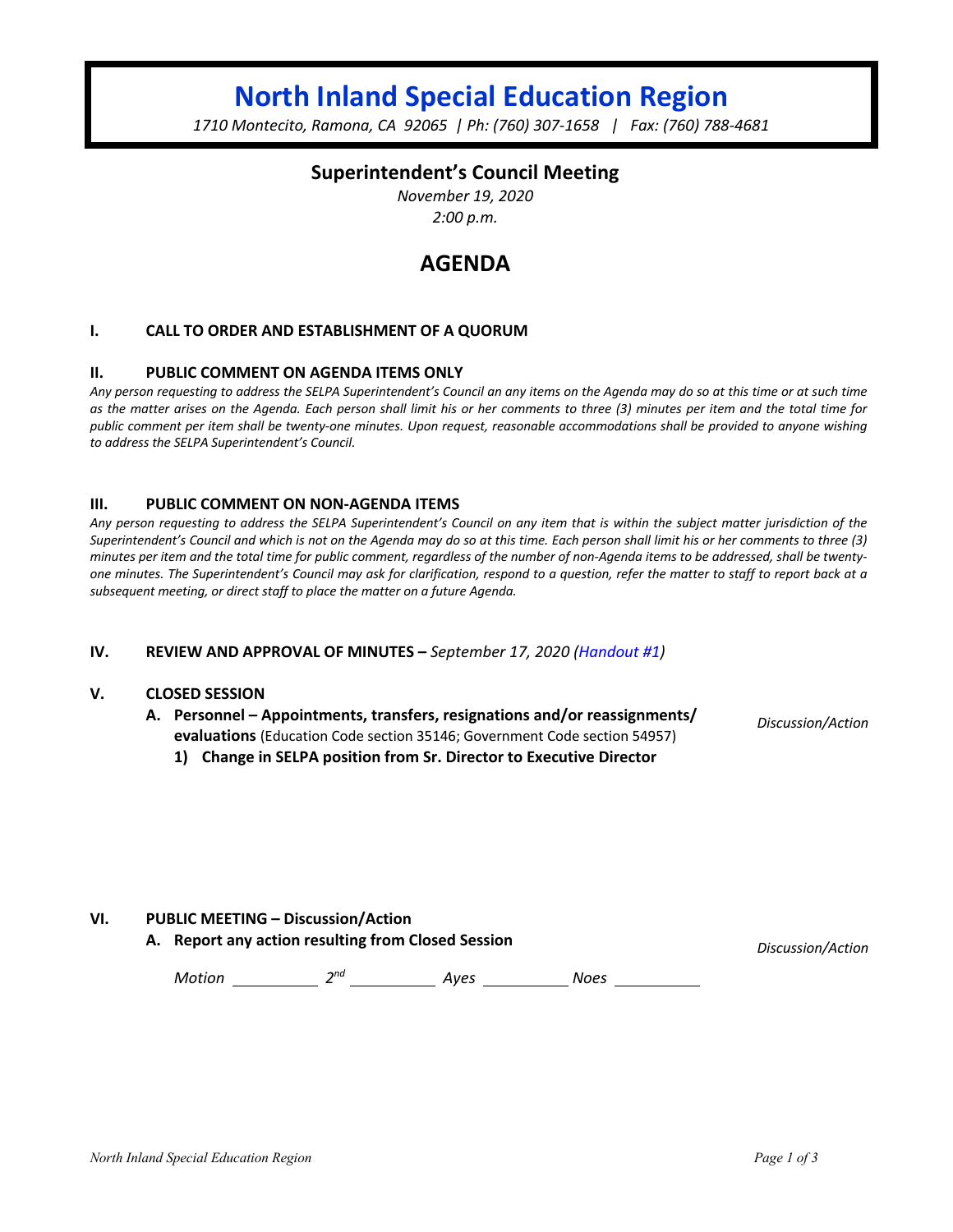# North Inland Special Education Region

*1710 Montecito, Ramona, CA 92065 | Ph: (760) 307-1658 | Fax: (760) 788-4681*

## Superintendent's Council Meeting

*November 19, 2020*

*2:00 p.m.*

# AGENDA

### I. CALL TO ORDER AND ESTABLISHMENT OF A QUORUM

### II. PUBLIC COMMENT ON AGENDA ITEMS ONLY

*Any person requesting to address the SELPA Superintendent's Council an any items on the Agenda may do so at this time or at such time as the matter arises on the Agenda. Each person shall limit his or her comments to three (3) minutes per item and the total time for public comment per item shall be twenty-one minutes. Upon request, reasonable accommodations shall be provided to anyone wishing to address the SELPA Superintendent's Council.*

### III. PUBLIC COMMENT ON NON-AGENDA ITEMS

*Any person requesting to address the SELPA Superintendent's Council on any item that is within the subject matter jurisdiction of the Superintendent's Council and which is not on the Agenda may do so at this time. Each person shall limit his or her comments to three (3) minutes per item and the total time for public comment, regardless of the number of non-Agenda items to be addressed, shall be twenty-one minutes. The Superintendent's Council may ask for clarification, respond to a question, refer the matter to staff to report back at a subsequent meeting, or direct staff to place the matter on a future Agenda.*

### IV. REVIEW AND APPROVAL OF MINUTES – *September 17, 2020 (Handout #1)*

### V. CLOSED SESSION

**A. Personnel – Appointments, transfers, resignations and/or reassignments/ evaluations** (Education Code section 35146; Government Code section 54957) — *Discussion/Action*

**1) Change in SELPA position from Sr. Director to Executive Director**

### VI. PUBLIC MEETING – Discussion/Action

**A. Report any action resulting from Closed Session** — *Discussion/Action*

*Motion* __________ *2nd* __________ *Ayes* __________ *Noes* __________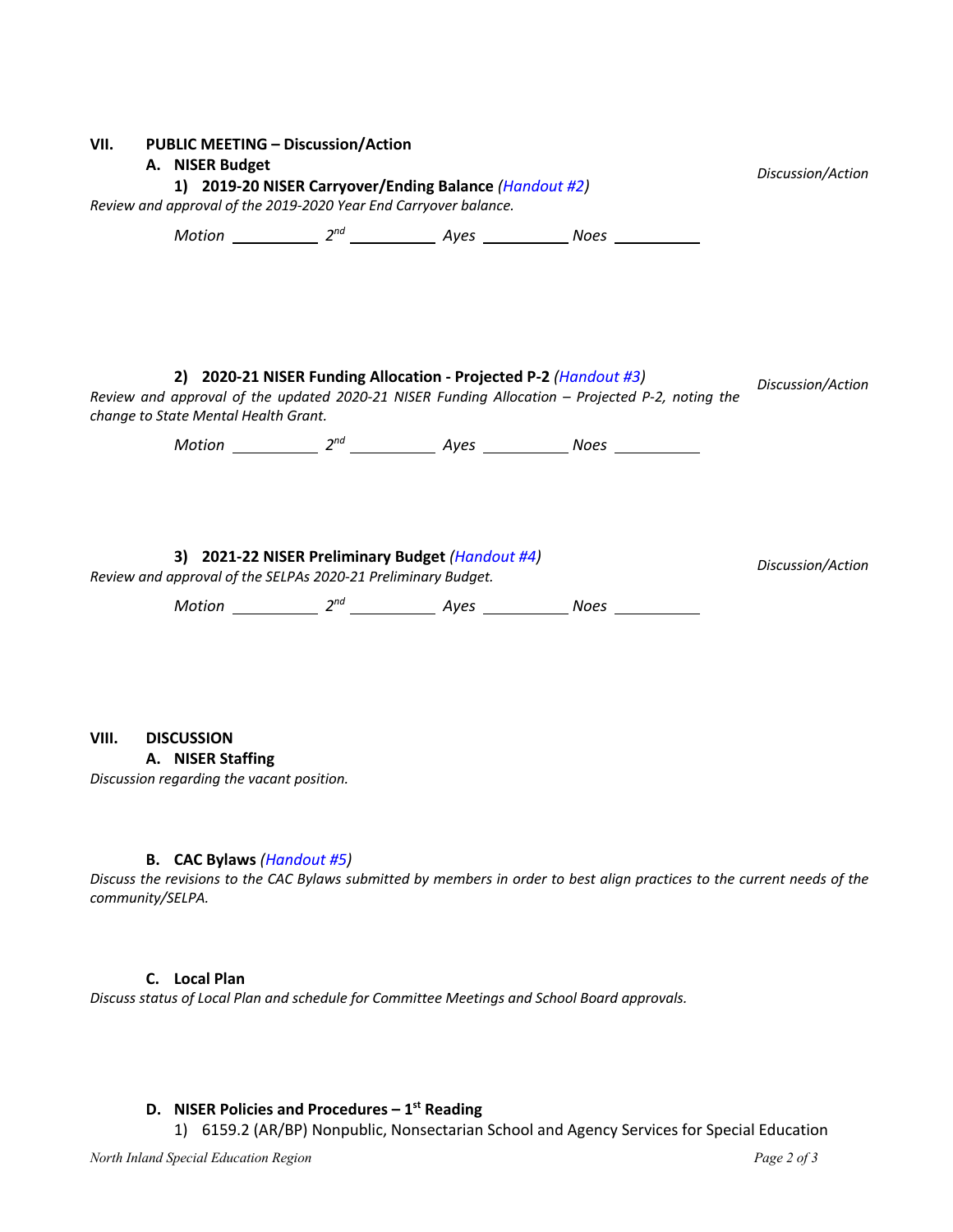## VII. PUBLIC MEETING – Discussion/Action

### A. NISER Budget

**1) 2019-20 NISER Carryover/Ending Balance** *(Handout #2)*

*Discussion/Action*

*Review and approval of the 2019-2020 Year End Carryover balance.*

*Motion* __________ *2nd* __________ *Ayes* __________ *Noes* __________

**2) 2020-21 NISER Funding Allocation - Projected P-2** *(Handout #3)*

*Discussion/Action*

*Review and approval of the updated 2020-21 NISER Funding Allocation – Projected P-2, noting the change to State Mental Health Grant.*

*Motion* __________ *2nd* __________ *Ayes* __________ *Noes* __________

**3) 2021-22 NISER Preliminary Budget** *(Handout #4)*

*Discussion/Action*

*Review and approval of the SELPAs 2020-21 Preliminary Budget.*

*Motion* __________ *2nd* __________ *Ayes* __________ *Noes* __________

## VIII. DISCUSSION

### A. NISER Staffing

*Discussion regarding the vacant position.*

### B. CAC Bylaws *(Handout #5)*

*Discuss the revisions to the CAC Bylaws submitted by members in order to best align practices to the current needs of the community/SELPA.*

### C. Local Plan

*Discuss status of Local Plan and schedule for Committee Meetings and School Board approvals.*

### D. NISER Policies and Procedures – 1st Reading

1) 6159.2 (AR/BP) Nonpublic, Nonsectarian School and Agency Services for Special Education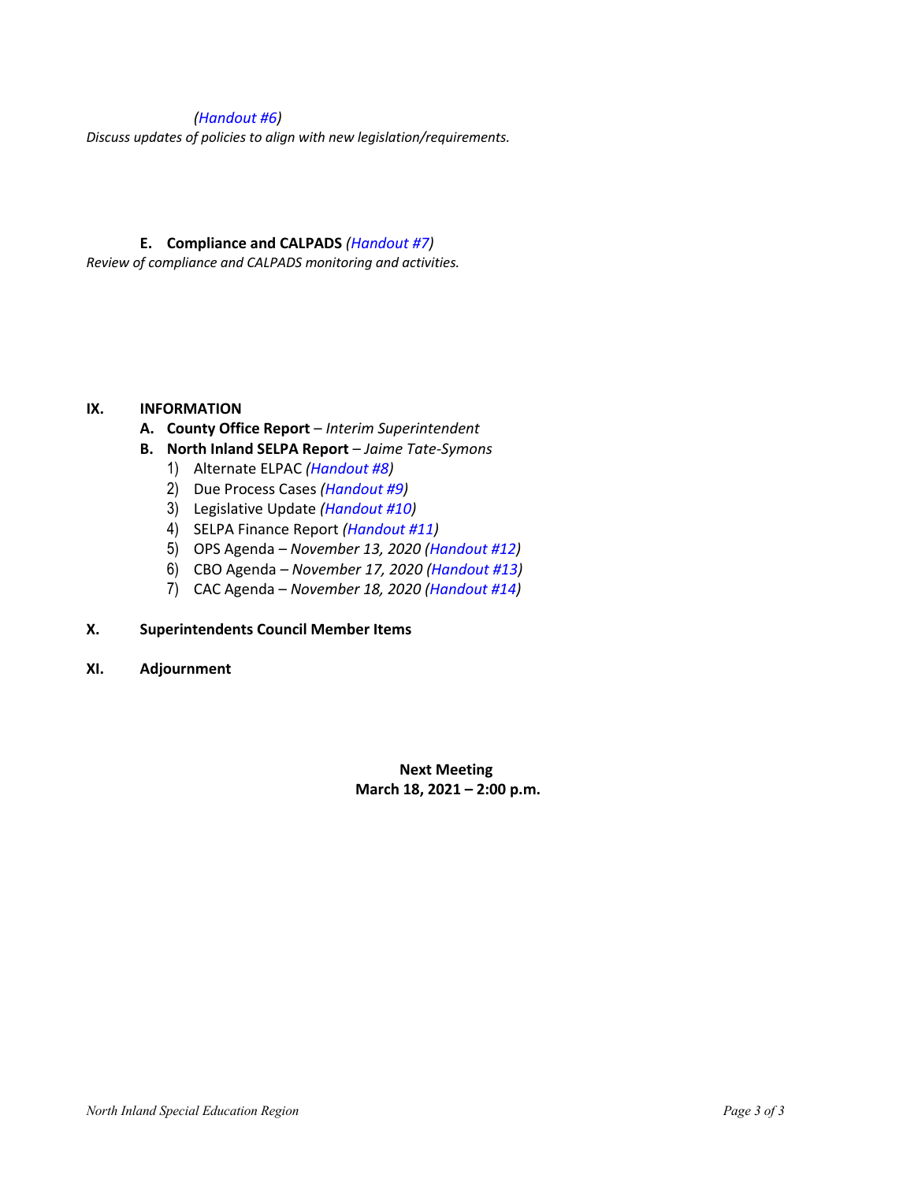*(Handout #6)*

*Discuss updates of policies to align with new legislation/requirements.*

**E. Compliance and CALPADS** *(Handout #7)*

*Review of compliance and CALPADS monitoring and activities.*

## IX. INFORMATION

**A. County Office Report** – *Interim Superintendent*

**B. North Inland SELPA Report** – *Jaime Tate-Symons*

1) Alternate ELPAC *(Handout #8)*
2) Due Process Cases *(Handout #9)*
3) Legislative Update *(Handout #10)*
4) SELPA Finance Report *(Handout #11)*
5) OPS Agenda – *November 13, 2020 (Handout #12)*
6) CBO Agenda – *November 17, 2020 (Handout #13)*
7) CAC Agenda – *November 18, 2020 (Handout #14)*

## X. Superintendents Council Member Items

## XI. Adjournment

**Next Meeting**
**March 18, 2021 – 2:00 p.m.**